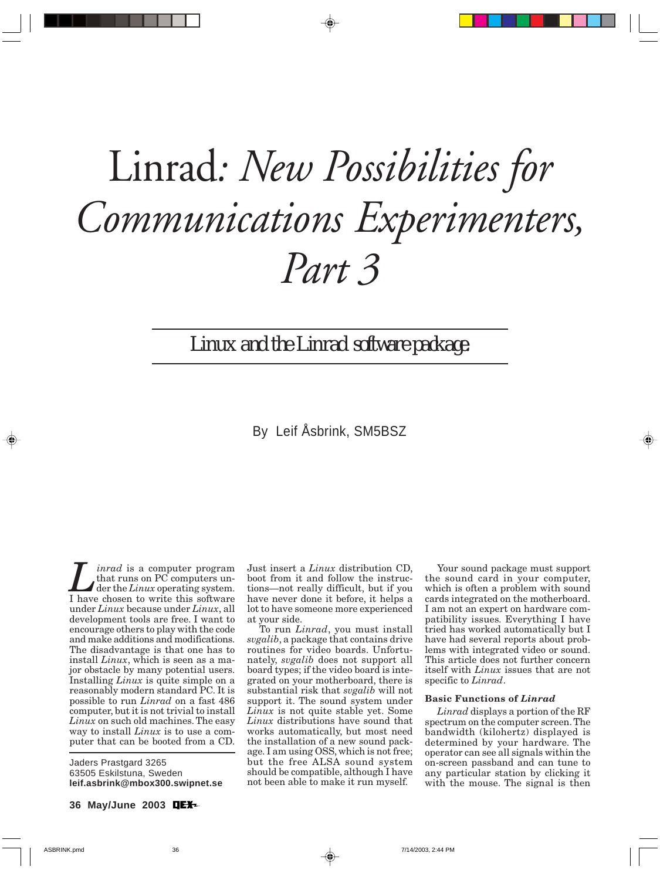# Linrad: *New Possibilities for Communications Experimenters, Part 3*

## Linux and the Linrad software package.

By Leif Åsbrink, SM5BSZ

*Linrad* is a computer program that runs on PC computers under the *Linux* operating system. I have chosen to write this software under *Linux* because under *Linux*, all development tools are free. I want to encourage others to play with the code and make additions and modifications. The disadvantage is that one has to install *Linux*, which is seen as a major obstacle by many potential users. Installing *Linux* is quite simple on a reasonably modern standard PC. It is possible to run *Linrad* on a fast 486 computer, but it is not trivial to install *Linux* on such old machines. The easy way to install *Linux* is to use a computer that can be booted from a CD. Just insert a *Linux* distribution CD, boot from it and follow the instructions—not really difficult, but if you have never done it before, it helps a lot to have someone more experienced at your side.

Jaders Prastgard 3265
63505 Eskilstuna, Sweden
**leif.asbrink@mbox300.swipnet.se**

To run *Linrad*, you must install *svgalib*, a package that contains drive routines for video boards. Unfortunately, *svgalib* does not support all board types; if the video board is integrated on your motherboard, there is substantial risk that *svgalib* will not support it. The sound system under *Linux* is not quite stable yet. Some *Linux* distributions have sound that works automatically, but most need the installation of a new sound package. I am using OSS, which is not free; but the free ALSA sound system should be compatible, although I have not been able to make it run myself.

Your sound package must support the sound card in your computer, which is often a problem with sound cards integrated on the motherboard. I am not an expert on hardware compatibility issues. Everything I have tried has worked automatically but I have had several reports about problems with integrated video or sound. This article does not further concern itself with *Linux* issues that are not specific to *Linrad*.

### Basic Functions of *Linrad*

*Linrad* displays a portion of the RF spectrum on the computer screen. The bandwidth (kilohertz) displayed is determined by your hardware. The operator can see all signals within the on-screen passband and can tune to any particular station by clicking it with the mouse. The signal is then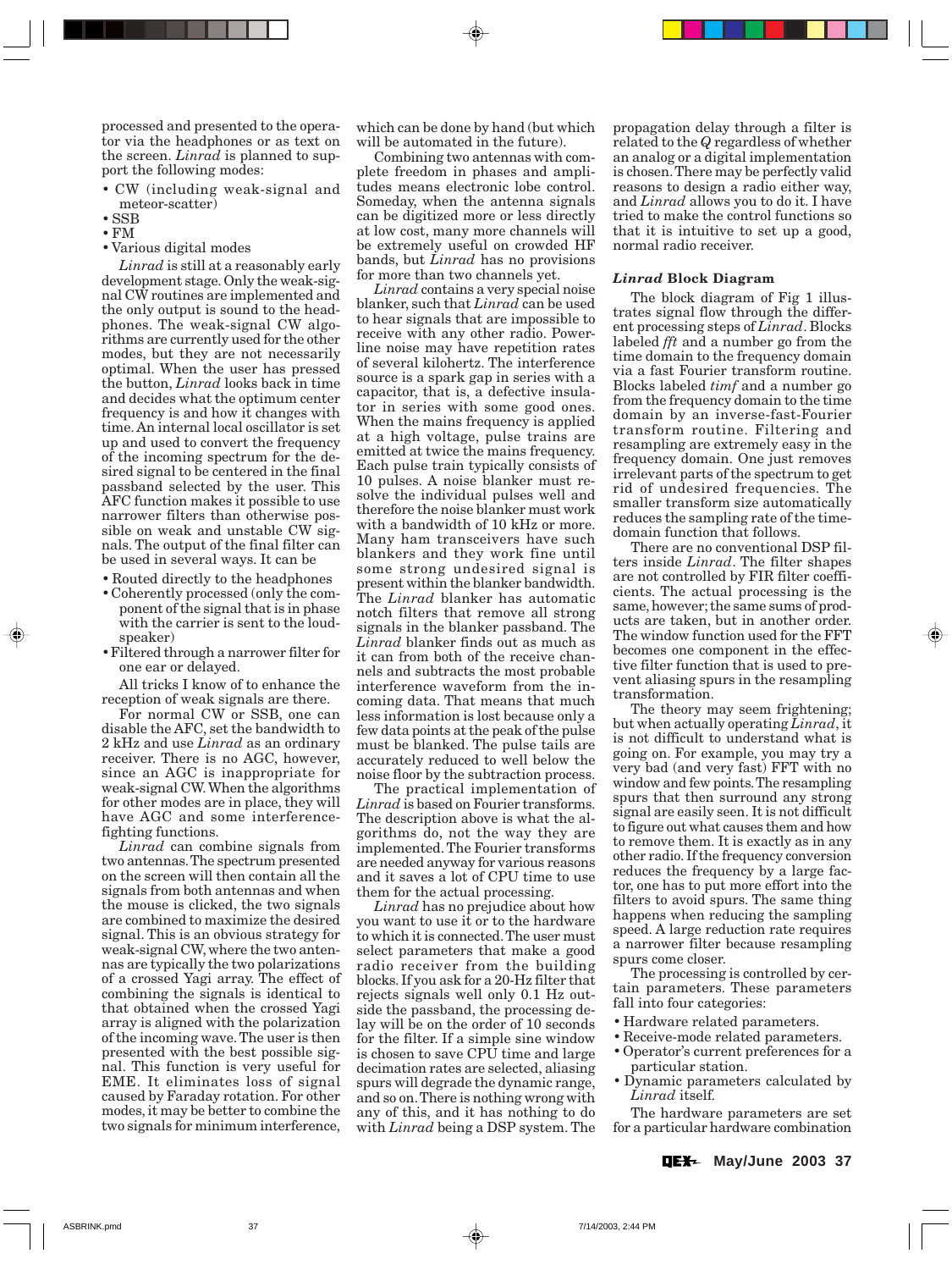processed and presented to the operator via the headphones or as text on the screen. *Linrad* is planned to support the following modes:

- CW (including weak-signal and meteor-scatter)
- SSB
- FM
- Various digital modes

*Linrad* is still at a reasonably early development stage. Only the weak-signal CW routines are implemented and the only output is sound to the headphones. The weak-signal CW algorithms are currently used for the other modes, but they are not necessarily optimal. When the user has pressed the button, *Linrad* looks back in time and decides what the optimum center frequency is and how it changes with time. An internal local oscillator is set up and used to convert the frequency of the incoming spectrum for the desired signal to be centered in the final passband selected by the user. This AFC function makes it possible to use narrower filters than otherwise possible on weak and unstable CW signals. The output of the final filter can be used in several ways. It can be

- Routed directly to the headphones
- Coherently processed (only the component of the signal that is in phase with the carrier is sent to the loudspeaker)
- Filtered through a narrower filter for one ear or delayed.

All tricks I know of to enhance the reception of weak signals are there.

For normal CW or SSB, one can disable the AFC, set the bandwidth to 2 kHz and use *Linrad* as an ordinary receiver. There is no AGC, however, since an AGC is inappropriate for weak-signal CW. When the algorithms for other modes are in place, they will have AGC and some interference-fighting functions.

*Linrad* can combine signals from two antennas. The spectrum presented on the screen will then contain all the signals from both antennas and when the mouse is clicked, the two signals are combined to maximize the desired signal. This is an obvious strategy for weak-signal CW, where the two antennas are typically the two polarizations of a crossed Yagi array. The effect of combining the signals is identical to that obtained when the crossed Yagi array is aligned with the polarization of the incoming wave. The user is then presented with the best possible signal. This function is very useful for EME. It eliminates loss of signal caused by Faraday rotation. For other modes, it may be better to combine the two signals for minimum interference, which can be done by hand (but which will be automated in the future).

Combining two antennas with complete freedom in phases and amplitudes means electronic lobe control. Someday, when the antenna signals can be digitized more or less directly at low cost, many more channels will be extremely useful on crowded HF bands, but *Linrad* has no provisions for more than two channels yet.

*Linrad* contains a very special noise blanker, such that *Linrad* can be used to hear signals that are impossible to receive with any other radio. Powerline noise may have repetition rates of several kilohertz. The interference source is a spark gap in series with a capacitor, that is, a defective insulator in series with some good ones. When the mains frequency is applied at a high voltage, pulse trains are emitted at twice the mains frequency. Each pulse train typically consists of 10 pulses. A noise blanker must resolve the individual pulses well and therefore the noise blanker must work with a bandwidth of 10 kHz or more. Many ham transceivers have such blankers and they work fine until some strong undesired signal is present within the blanker bandwidth. The *Linrad* blanker has automatic notch filters that remove all strong signals in the blanker passband. The *Linrad* blanker finds out as much as it can from both of the receive channels and subtracts the most probable interference waveform from the incoming data. That means that much less information is lost because only a few data points at the peak of the pulse must be blanked. The pulse tails are accurately reduced to well below the noise floor by the subtraction process.

The practical implementation of *Linrad* is based on Fourier transforms. The description above is what the algorithms do, not the way they are implemented. The Fourier transforms are needed anyway for various reasons and it saves a lot of CPU time to use them for the actual processing.

*Linrad* has no prejudice about how you want to use it or to the hardware to which it is connected. The user must select parameters that make a good radio receiver from the building blocks. If you ask for a 20-Hz filter that rejects signals well only 0.1 Hz outside the passband, the processing delay will be on the order of 10 seconds for the filter. If a simple sine window is chosen to save CPU time and large decimation rates are selected, aliasing spurs will degrade the dynamic range, and so on. There is nothing wrong with any of this, and it has nothing to do with *Linrad* being a DSP system. The propagation delay through a filter is related to the *Q* regardless of whether an analog or a digital implementation is chosen. There may be perfectly valid reasons to design a radio either way, and *Linrad* allows you to do it. I have tried to make the control functions so that it is intuitive to set up a good, normal radio receiver.

### *Linrad* Block Diagram

The block diagram of Fig 1 illustrates signal flow through the different processing steps of *Linrad*. Blocks labeled *fft* and a number go from the time domain to the frequency domain via a fast Fourier transform routine. Blocks labeled *timf* and a number go from the frequency domain to the time domain by an inverse-fast-Fourier transform routine. Filtering and resampling are extremely easy in the frequency domain. One just removes irrelevant parts of the spectrum to get rid of undesired frequencies. The smaller transform size automatically reduces the sampling rate of the time-domain function that follows.

There are no conventional DSP filters inside *Linrad*. The filter shapes are not controlled by FIR filter coefficients. The actual processing is the same, however; the same sums of products are taken, but in another order. The window function used for the FFT becomes one component in the effective filter function that is used to prevent aliasing spurs in the resampling transformation.

The theory may seem frightening; but when actually operating *Linrad*, it is not difficult to understand what is going on. For example, you may try a very bad (and very fast) FFT with no window and few points. The resampling spurs that then surround any strong signal are easily seen. It is not difficult to figure out what causes them and how to remove them. It is exactly as in any other radio. If the frequency conversion reduces the frequency by a large factor, one has to put more effort into the filters to avoid spurs. The same thing happens when reducing the sampling speed. A large reduction rate requires a narrower filter because resampling spurs come closer.

The processing is controlled by certain parameters. These parameters fall into four categories:

- Hardware related parameters.
- Receive-mode related parameters.
- Operator's current preferences for a particular station.
- Dynamic parameters calculated by *Linrad* itself.

The hardware parameters are set for a particular hardware combination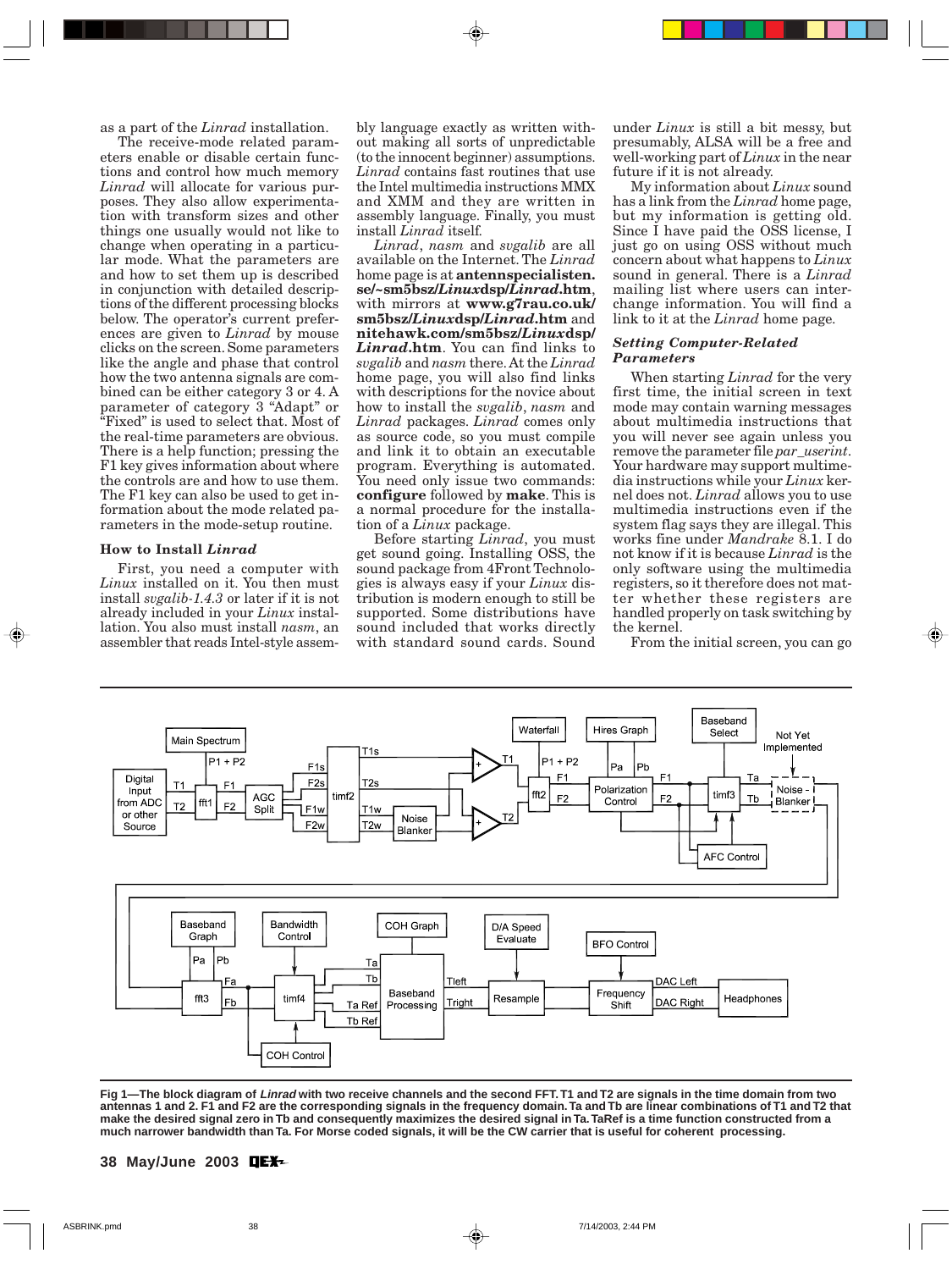as a part of the *Linrad* installation.

The receive-mode related parameters enable or disable certain functions and control how much memory *Linrad* will allocate for various purposes. They also allow experimentation with transform sizes and other things one usually would not like to change when operating in a particular mode. What the parameters are and how to set them up is described in conjunction with detailed descriptions of the different processing blocks below. The operator's current preferences are given to *Linrad* by mouse clicks on the screen. Some parameters like the angle and phase that control how the two antenna signals are combined can be either category 3 or 4. A parameter of category 3 "Adapt" or "Fixed" is used to select that. Most of the real-time parameters are obvious. There is a help function; pressing the F1 key gives information about where the controls are and how to use them. The F1 key can also be used to get information about the mode related parameters in the mode-setup routine.

### How to Install *Linrad*

First, you need a computer with *Linux* installed on it. You then must install *svgalib-1.4.3* or later if it is not already included in your *Linux* installation. You also must install *nasm*, an assembler that reads Intel-style assembly language exactly as written without making all sorts of unpredictable (to the innocent beginner) assumptions. *Linrad* contains fast routines that use the Intel multimedia instructions MMX and XMM and they are written in assembly language. Finally, you must install *Linrad* itself.

*Linrad*, *nasm* and *sugalib* are all available on the Internet. The *Linrad* home page is at **antennspecialisten.se/~sm5bsz/*Linux*dsp/*Linrad*.htm**, with mirrors at **www.g7rau.co.uk/sm5bsz/*Linux*dsp/*Linrad*.htm** and **nitehawk.com/sm5bsz/*Linux*dsp/*Linrad*.htm**. You can find links to *svgalib* and *nasm* there. At the *Linrad* home page, you will also find links with descriptions for the novice about how to install the *sgalib*, *nasm* and *Linrad* packages. *Linrad* comes only as source code, so you must compile and link it to obtain an executable program. Everything is automated. You need only issue two commands: **configure** followed by **make**. This is a normal procedure for the installation of a *Linux* package.

Before starting *Linrad*, you must get sound going. Installing OSS, the sound package from 4Front Technologies is always easy if your *Linux* distribution is modern enough to still be supported. Some distributions have sound included that works directly with standard sound cards. Sound under *Linux* is still a bit messy, but presumably, ALSA will be a free and well-working part of *Linux* in the near future if it is not already.

My information about *Linux* sound has a link from the *Linrad* home page, but my information is getting old. Since I have paid the OSS license, I just go on using OSS without much concern about what happens to *Linux* sound in general. There is a *Linrad* mailing list where users can interchange information. You will find a link to it at the *Linrad* home page.

### Setting Computer-Related Parameters

When starting *Linrad* for the very first time, the initial screen in text mode may contain warning messages about multimedia instructions that you will never see again unless you remove the parameter file *par_userint*. Your hardware may support multimedia instructions while your *Linux* kernel does not. *Linrad* allows you to use multimedia instructions even if the system flag says they are illegal. This works fine under *Mandrake* 8.1. I do not know if it is because *Linrad* is the only software using the multimedia registers, so it therefore does not matter whether these registers are handled properly on task switching by the kernel.

From the initial screen, you can go

**Fig 1—The block diagram of *Linrad* with two receive channels and the second FFT. T1 and T2 are signals in the time domain from two antennas 1 and 2. F1 and F2 are the corresponding signals in the frequency domain. Ta and Tb are linear combinations of T1 and T2 that make the desired signal zero in Tb and consequently maximizes the desired signal in Ta. TaRef is a time function constructed from a much narrower bandwidth than Ta. For Morse coded signals, it will be the CW carrier that is useful for coherent processing.**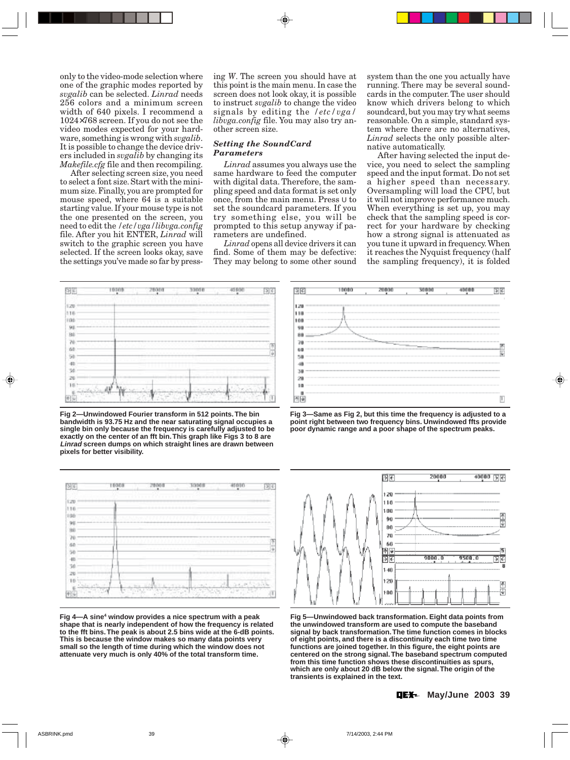only to the video-mode selection where one of the graphic modes reported by *svgalib* can be selected. *Linrad* needs 256 colors and a minimum screen width of 640 pixels. I recommend a 1024×768 screen. If you do not see the video modes expected for your hardware, something is wrong with *svgalib*. It is possible to change the device drivers included in *svgalib* by changing its *Makefile.cfg* file and then recompiling.

After selecting screen size, you need to select a font size. Start with the minimum size. Finally, you are prompted for mouse speed, where 64 is a suitable starting value. If your mouse type is not the one presented on the screen, you need to edit the */etc/vga/libvga.config* file. After you hit ENTER, *Linrad* will switch to the graphic screen you have selected. If the screen looks okay, save the settings you've made so far by pressing *W*. The screen you should have at this point is the main menu. In case the screen does not look okay, it is possible to instruct *svgalib* to change the video signals by editing the */etc/vga/libvga.config* file. You may also try another screen size.

### *Setting the SoundCard Parameters*

*Linrad* assumes you always use the same hardware to feed the computer with digital data. Therefore, the sampling speed and data format is set only once, from the main menu. Press U to set the soundcard parameters. If you try something else, you will be prompted to this setup anyway if parameters are undefined.

*Linrad* opens all device drivers it can find. Some of them may be defective: They may belong to some other sound system than the one you actually have running. There may be several soundcards in the computer. The user should know which drivers belong to which soundcard, but you may try what seems reasonable. On a simple, standard system where there are no alternatives, *Linrad* selects the only possible alternative automatically.

After having selected the input device, you need to select the sampling speed and the input format. Do not set a higher speed than necessary. Oversampling will load the CPU, but it will not improve performance much. When everything is set up, you may check that the sampling speed is correct for your hardware by checking how a strong signal is attenuated as you tune it upward in frequency. When it reaches the Nyquist frequency (half the sampling frequency), it is folded

**Fig 2—Unwindowed Fourier transform in 512 points. The bin bandwidth is 93.75 Hz and the near saturating signal occupies a single bin only because the frequency is carefully adjusted to be exactly on the center of an fft bin. This graph like Figs 3 to 8 are *Linrad* screen dumps on which straight lines are drawn between pixels for better visibility.**

**Fig 3—Same as Fig 2, but this time the frequency is adjusted to a point right between two frequency bins. Unwindowed ffts provide poor dynamic range and a poor shape of the spectrum peaks.**

**Fig 4—A sine$^4$ window provides a nice spectrum with a peak shape that is nearly independent of how the frequency is related to the fft bins. The peak is about 2.5 bins wide at the 6-dB points. This is because the window makes so many data points very small so the length of time during which the window does not attenuate very much is only 40% of the total transform time.**

**Fig 5—Unwindowed back transformation. Eight data points from the unwindowed transform are used to compute the baseband signal by back transformation. The time function comes in blocks of eight points, and there is a discontinuity each time two time functions are joined together. In this figure, the eight points are centered on the strong signal. The baseband spectrum computed from this time function shows these discontinuities as spurs, which are only about 20 dB below the signal. The origin of the transients is explained in the text.**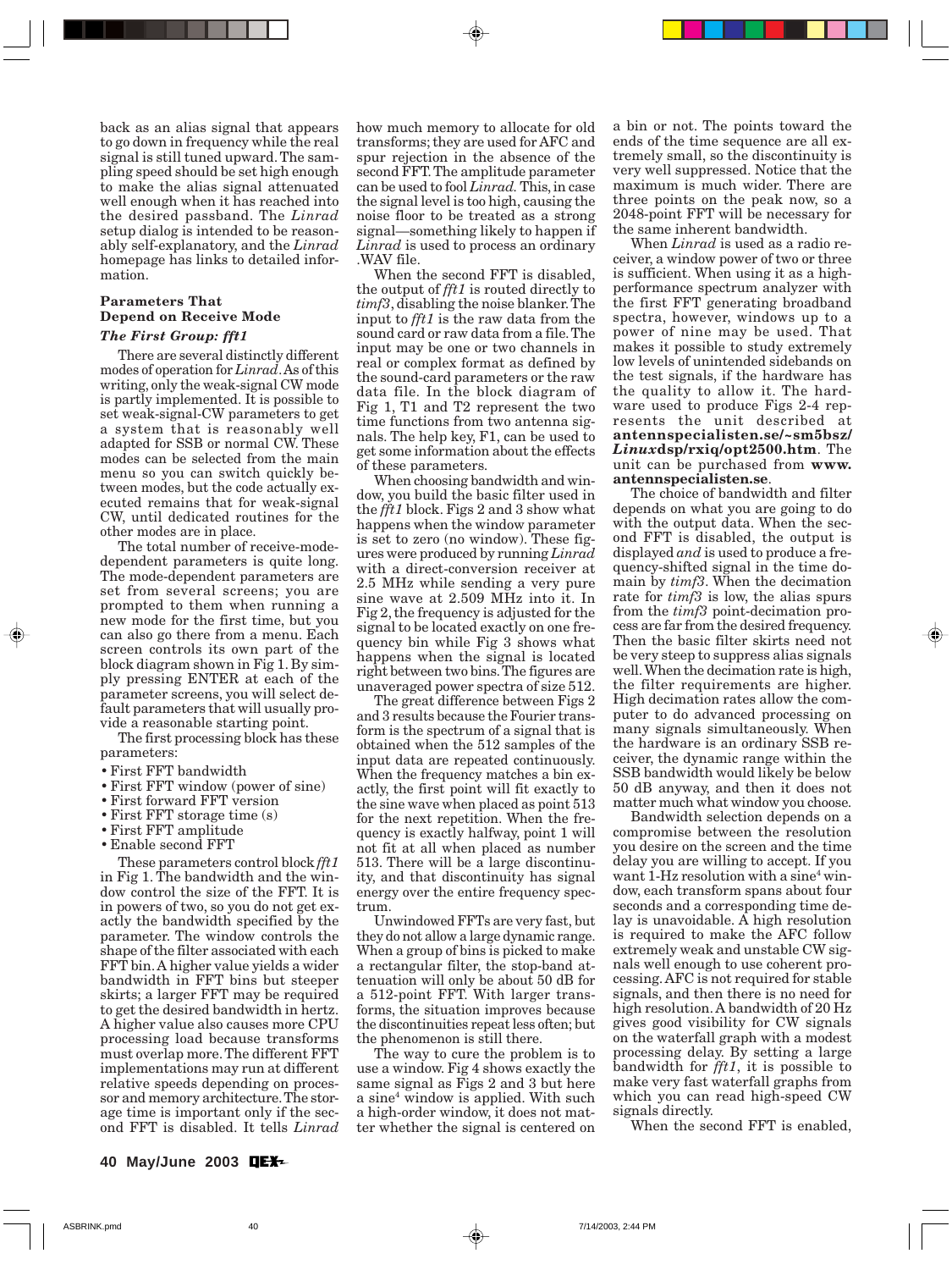back as an alias signal that appears to go down in frequency while the real signal is still tuned upward. The sampling speed should be set high enough to make the alias signal attenuated well enough when it has reached into the desired passband. The *Linrad* setup dialog is intended to be reasonably self-explanatory, and the *Linrad* homepage has links to detailed information.

## Parameters That Depend on Receive Mode

### *The First Group: fft1*

There are several distinctly different modes of operation for *Linrad*. As of this writing, only the weak-signal CW mode is partly implemented. It is possible to set weak-signal-CW parameters to get a system that is reasonably well adapted for SSB or normal CW. These modes can be selected from the main menu so you can switch quickly between modes, but the code actually executed remains that for weak-signal CW, until dedicated routines for the other modes are in place.

The total number of receive-mode-dependent parameters is quite long. The mode-dependent parameters are set from several screens; you are prompted to them when running a new mode for the first time, but you can also go there from a menu. Each screen controls its own part of the block diagram shown in Fig 1. By simply pressing ENTER at each of the parameter screens, you will select default parameters that will usually provide a reasonable starting point.

The first processing block has these parameters:

- First FFT bandwidth
- First FFT window (power of sine)
- First forward FFT version
- First FFT storage time (s)
- First FFT amplitude
- Enable second FFT

These parameters control block *fft1* in Fig 1. The bandwidth and the window control the size of the FFT. It is in powers of two, so you do not get exactly the bandwidth specified by the parameter. The window controls the shape of the filter associated with each FFT bin. A higher value yields a wider bandwidth in FFT bins but steeper skirts; a larger FFT may be required to get the desired bandwidth in hertz. A higher value also causes more CPU processing load because transforms must overlap more. The different FFT implementations may run at different relative speeds depending on processor and memory architecture. The storage time is important only if the second FFT is disabled. It tells *Linrad* how much memory to allocate for old transforms; they are used for AFC and spur rejection in the absence of the second FFT. The amplitude parameter can be used to fool *Linrad.* This, in case the signal level is too high, causing the noise floor to be treated as a strong signal—something likely to happen if *Linrad* is used to process an ordinary .WAV file.

When the second FFT is disabled, the output of *fft1* is routed directly to *timf3*, disabling the noise blanker. The input to *fft1* is the raw data from the sound card or raw data from a file. The input may be one or two channels in real or complex format as defined by the sound-card parameters or the raw data file. In the block diagram of Fig 1, T1 and T2 represent the two time functions from two antenna signals. The help key, F1, can be used to get some information about the effects of these parameters.

When choosing bandwidth and window, you build the basic filter used in the *fft1* block. Figs 2 and 3 show what happens when the window parameter is set to zero (no window). These figures were produced by running *Linrad* with a direct-conversion receiver at 2.5 MHz while sending a very pure sine wave at 2.509 MHz into it. In Fig 2, the frequency is adjusted for the signal to be located exactly on one frequency bin while Fig 3 shows what happens when the signal is located right between two bins. The figures are unaveraged power spectra of size 512.

The great difference between Figs 2 and 3 results because the Fourier transform is the spectrum of a signal that is obtained when the 512 samples of the input data are repeated continuously. When the frequency matches a bin exactly, the first point will fit exactly to the sine wave when placed as point 513 for the next repetition. When the frequency is exactly halfway, point 1 will not fit at all when placed as number 513. There will be a large discontinuity, and that discontinuity has signal energy over the entire frequency spectrum.

Unwindowed FFTs are very fast, but they do not allow a large dynamic range. When a group of bins is picked to make a rectangular filter, the stop-band attenuation will only be about 50 dB for a 512-point FFT. With larger transforms, the situation improves because the discontinuities repeat less often; but the phenomenon is still there.

The way to cure the problem is to use a window. Fig 4 shows exactly the same signal as Figs 2 and 3 but here a $\sin^4$ window is applied. With such a high-order window, it does not matter whether the signal is centered on a bin or not. The points toward the ends of the time sequence are all extremely small, so the discontinuity is very well suppressed. Notice that the maximum is much wider. There are three points on the peak now, so a 2048-point FFT will be necessary for the same inherent bandwidth.

When *Linrad* is used as a radio receiver, a window power of two or three is sufficient. When using it as a high-performance spectrum analyzer with the first FFT generating broadband spectra, however, windows up to a power of nine may be used. That makes it possible to study extremely low levels of unintended sidebands on the test signals, if the hardware has the quality to allow it. The hardware used to produce Figs 2-4 represents the unit described at **antennspecialisten.se/~sm5bsz/*Linux*dsp/rxiq/opt2500.htm**. The unit can be purchased from **www.antennspecialisten.se**.

The choice of bandwidth and filter depends on what you are going to do with the output data. When the second FFT is disabled, the output is displayed *and* is used to produce a frequency-shifted signal in the time domain by *timf3*. When the decimation rate for *timf3* is low, the alias spurs from the *timf3* point-decimation process are far from the desired frequency. Then the basic filter skirts need not be very steep to suppress alias signals well. When the decimation rate is high, the filter requirements are higher. High decimation rates allow the computer to do advanced processing on many signals simultaneously. When the hardware is an ordinary SSB receiver, the dynamic range within the SSB bandwidth would likely be below 50 dB anyway, and then it does not matter much what window you choose.

Bandwidth selection depends on a compromise between the resolution you desire on the screen and the time delay you are willing to accept. If you want 1-Hz resolution with a $\sin^4$ window, each transform spans about four seconds and a corresponding time delay is unavoidable. A high resolution is required to make the AFC follow extremely weak and unstable CW signals well enough to use coherent processing. AFC is not required for stable signals, and then there is no need for high resolution. A bandwidth of 20 Hz gives good visibility for CW signals on the waterfall graph with a modest processing delay. By setting a large bandwidth for *fft1*, it is possible to make very fast waterfall graphs from which you can read high-speed CW signals directly.

When the second FFT is enabled,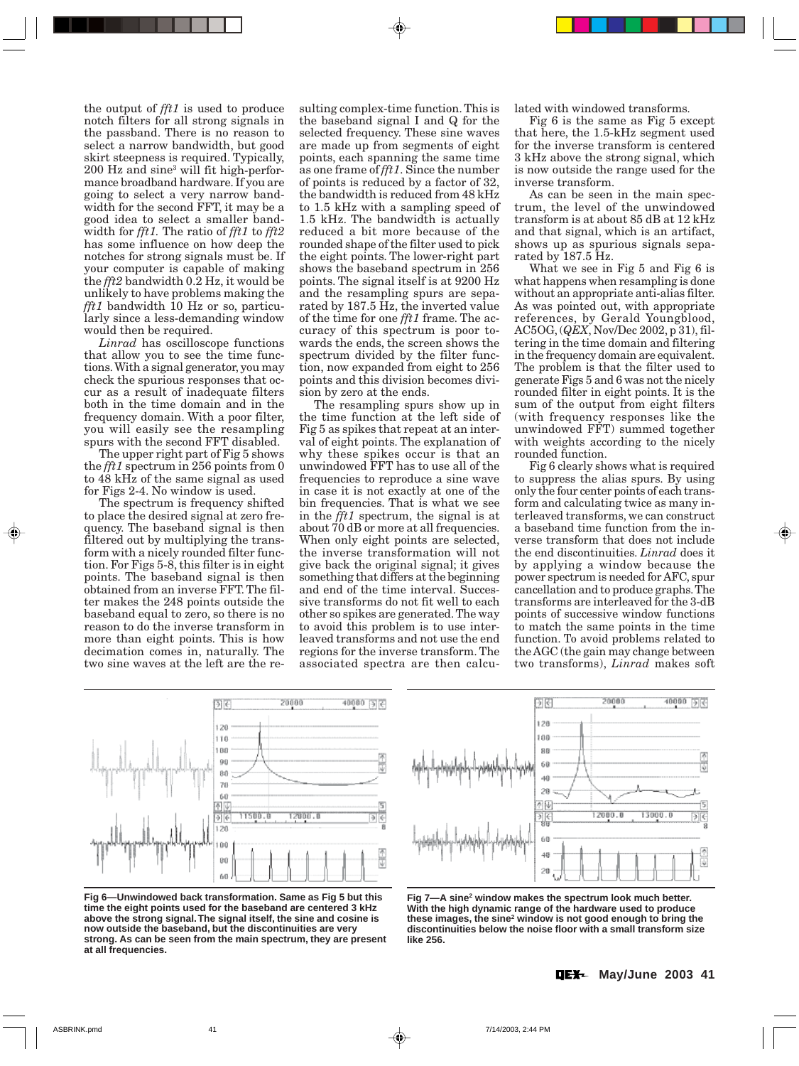the output of *fft1* is used to produce notch filters for all strong signals in the passband. There is no reason to select a narrow bandwidth, but good skirt steepness is required. Typically, 200 Hz and sine[3] will fit high-performance broadband hardware. If you are going to select a very narrow bandwidth for the second FFT, it may be a good idea to select a smaller bandwidth for *fft1.* The ratio of *fft1* to *fft2* has some influence on how deep the notches for strong signals must be. If your computer is capable of making the *fft2* bandwidth 0.2 Hz, it would be unlikely to have problems making the *fft1* bandwidth 10 Hz or so, particularly since a less-demanding window would then be required.

*Linrad* has oscilloscope functions that allow you to see the time functions. With a signal generator, you may check the spurious responses that occur as a result of inadequate filters both in the time domain and in the frequency domain. With a poor filter, you will easily see the resampling spurs with the second FFT disabled.

The upper right part of Fig 5 shows the *fft1* spectrum in 256 points from 0 to 48 kHz of the same signal as used for Figs 2-4. No window is used.

The spectrum is frequency shifted to place the desired signal at zero frequency. The baseband signal is then filtered out by multiplying the transform with a nicely rounded filter function. For Figs 5-8, this filter is in eight points. The baseband signal is then obtained from an inverse FFT. The filter makes the 248 points outside the baseband equal to zero, so there is no reason to do the inverse transform in more than eight points. This is how decimation comes in, naturally. The two sine waves at the left are the resulting complex-time function. This is the baseband signal I and Q for the selected frequency. These sine waves are made up from segments of eight points, each spanning the same time as one frame of *fft1*. Since the number of points is reduced by a factor of 32, the bandwidth is reduced from 48 kHz to 1.5 kHz with a sampling speed of 1.5 kHz. The bandwidth is actually reduced a bit more because of the rounded shape of the filter used to pick the eight points. The lower-right part shows the baseband spectrum in 256 points. The signal itself is at 9200 Hz and the resampling spurs are separated by 187.5 Hz, the inverted value of the time for one *fft1* frame. The accuracy of this spectrum is poor towards the ends, the screen shows the spectrum divided by the filter function, now expanded from eight to 256 points and this division becomes division by zero at the ends.

The resampling spurs show up in the time function at the left side of Fig 5 as spikes that repeat at an interval of eight points. The explanation of why these spikes occur is that an unwindowed FFT has to use all of the frequencies to reproduce a sine wave in case it is not exactly at one of the bin frequencies. That is what we see in the *fft1* spectrum, the signal is at about 70 dB or more at all frequencies. When only eight points are selected, the inverse transformation will not give back the original signal; it gives something that differs at the beginning and end of the time interval. Successive transforms do not fit well to each other so spikes are generated. The way to avoid this problem is to use interleaved transforms and not use the end regions for the inverse transform. The associated spectra are then calculated with windowed transforms.

Fig 6 is the same as Fig 5 except that here, the 1.5-kHz segment used for the inverse transform is centered 3 kHz above the strong signal, which is now outside the range used for the inverse transform.

As can be seen in the main spectrum, the level of the unwindowed transform is at about 85 dB at 12 kHz and that signal, which is an artifact, shows up as spurious signals separated by 187.5 Hz.

What we see in Fig 5 and Fig 6 is what happens when resampling is done without an appropriate anti-alias filter. As was pointed out, with appropriate references, by Gerald Youngblood, AC5OG, (*QEX*, Nov/Dec 2002, p 31), filtering in the time domain and filtering in the frequency domain are equivalent. The problem is that the filter used to generate Figs 5 and 6 was not the nicely rounded filter in eight points. It is the sum of the output from eight filters (with frequency responses like the unwindowed FFT) summed together with weights according to the nicely rounded function.

Fig 6 clearly shows what is required to suppress the alias spurs. By using only the four center points of each transform and calculating twice as many interleaved transforms, we can construct a baseband time function from the inverse transform that does not include the end discontinuities. *Linrad* does it by applying a window because the power spectrum is needed for AFC, spur cancellation and to produce graphs. The transforms are interleaved for the 3-dB points of successive window functions to match the same points in the time function. To avoid problems related to the AGC (the gain may change between two transforms), *Linrad* makes soft

**Fig 6—Unwindowed back transformation. Same as Fig 5 but this time the eight points used for the baseband are centered 3 kHz above the strong signal. The signal itself, the sine and cosine is now outside the baseband, but the discontinuities are very strong. As can be seen from the main spectrum, they are present at all frequencies.**

**Fig 7—A sine² window makes the spectrum look much better. With the high dynamic range of the hardware used to produce these images, the sine² window is not good enough to bring the discontinuities below the noise floor with a small transform size like 256.**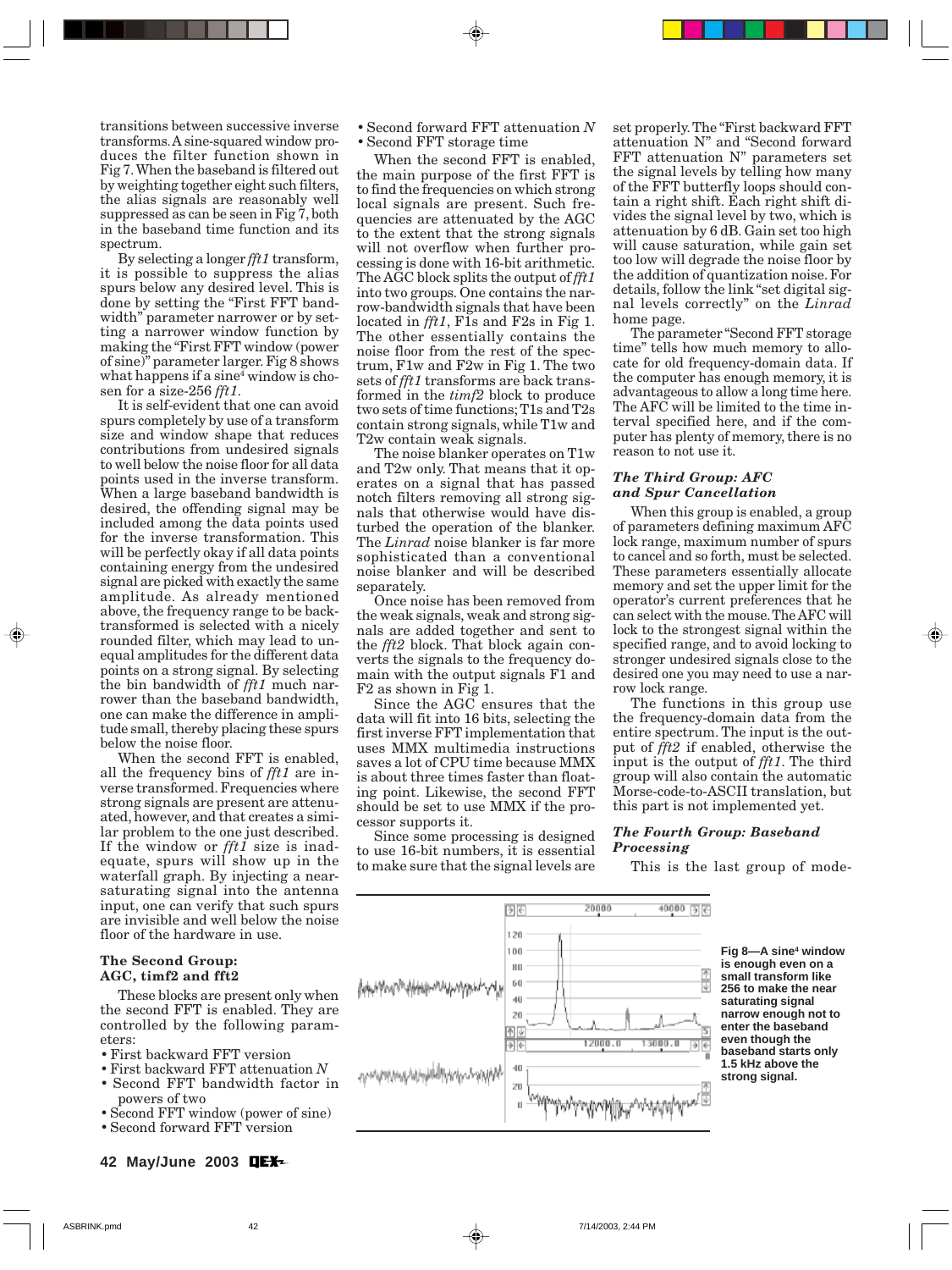transitions between successive inverse transforms. A sine-squared window produces the filter function shown in Fig 7. When the baseband is filtered out by weighting together eight such filters, the alias signals are reasonably well suppressed as can be seen in Fig 7, both in the baseband time function and its spectrum.

By selecting a longer *fft1* transform, it is possible to suppress the alias spurs below any desired level. This is done by setting the "First FFT bandwidth" parameter narrower or by setting a narrower window function by making the "First FFT window (power of sine)" parameter larger. Fig 8 shows what happens if a sine[4] window is chosen for a size-256 *fft1*.

It is self-evident that one can avoid spurs completely by use of a transform size and window shape that reduces contributions from undesired signals to well below the noise floor for all data points used in the inverse transform. When a large baseband bandwidth is desired, the offending signal may be included among the data points used for the inverse transformation. This will be perfectly okay if all data points containing energy from the undesired signal are picked with exactly the same amplitude. As already mentioned above, the frequency range to be back-transformed is selected with a nicely rounded filter, which may lead to unequal amplitudes for the different data points on a strong signal. By selecting the bin bandwidth of *fft1* much narrower than the baseband bandwidth, one can make the difference in amplitude small, thereby placing these spurs below the noise floor.

When the second FFT is enabled, all the frequency bins of *fft1* are inverse transformed. Frequencies where strong signals are present are attenuated, however, and that creates a similar problem to the one just described. If the window or *fft1* size is inadequate, spurs will show up in the waterfall graph. By injecting a near-saturating signal into the antenna input, one can verify that such spurs are invisible and well below the noise floor of the hardware in use.

### The Second Group: AGC, timf2 and fft2

These blocks are present only when the second FFT is enabled. They are controlled by the following parameters:

- First backward FFT version
- First backward FFT attenuation *N*
- Second FFT bandwidth factor in powers of two
- Second FFT window (power of sine)
- Second forward FFT version
- Second forward FFT attenuation *N*
- Second FFT storage time

When the second FFT is enabled, the main purpose of the first FFT is to find the frequencies on which strong local signals are present. Such frequencies are attenuated by the AGC to the extent that the strong signals will not overflow when further processing is done with 16-bit arithmetic. The AGC block splits the output of *fft1* into two groups. One contains the narrow-bandwidth signals that have been located in *fft1*, F1s and F2s in Fig 1. The other essentially contains the noise floor from the rest of the spectrum, F1w and F2w in Fig 1. The two sets of *fft1* transforms are back transformed in the *timf2* block to produce two sets of time functions; T1s and T2s contain strong signals, while T1w and T2w contain weak signals.

The noise blanker operates on T1w and T2w only. That means that it operates on a signal that has passed notch filters removing all strong signals that otherwise would have disturbed the operation of the blanker. The *Linrad* noise blanker is far more sophisticated than a conventional noise blanker and will be described separately.

Once noise has been removed from the weak signals, weak and strong signals are added together and sent to the *fft2* block. That block again converts the signals to the frequency domain with the output signals F1 and F2 as shown in Fig 1.

Since the AGC ensures that the data will fit into 16 bits, selecting the first inverse FFT implementation that uses MMX multimedia instructions saves a lot of CPU time because MMX is about three times faster than floating point. Likewise, the second FFT should be set to use MMX if the processor supports it.

Since some processing is designed to use 16-bit numbers, it is essential to make sure that the signal levels are set properly. The "First backward FFT attenuation N" and "Second forward FFT attenuation N" parameters set the signal levels by telling how many of the FFT butterfly loops should contain a right shift. Each right shift divides the signal level by two, which is attenuation by 6 dB. Gain set too high will cause saturation, while gain set too low will degrade the noise floor by the addition of quantization noise. For details, follow the link "set digital signal levels correctly" on the *Linrad* home page.

The parameter "Second FFT storage time" tells how much memory to allocate for old frequency-domain data. If the computer has enough memory, it is advantageous to allow a long time here. The AFC will be limited to the time interval specified here, and if the computer has plenty of memory, there is no reason to not use it.

### The Third Group: AFC and Spur Cancellation

When this group is enabled, a group of parameters defining maximum AFC lock range, maximum number of spurs to cancel and so forth, must be selected. These parameters essentially allocate memory and set the upper limit for the operator's current preferences that he can select with the mouse. The AFC will lock to the strongest signal within the specified range, and to avoid locking to stronger undesired signals close to the desired one you may need to use a narrow lock range.

The functions in this group use the frequency-domain data from the entire spectrum. The input is the output of *fft2* if enabled, otherwise the input is the output of *fft1*. The third group will also contain the automatic Morse-code-to-ASCII translation, but this part is not implemented yet.

### The Fourth Group: Baseband Processing

This is the last group of mode-

**Fig 8—A sine[4] window is enough even on a small transform like 256 to make the near saturating signal narrow enough not to enter the baseband even though the baseband starts only 1.5 kHz above the strong signal.**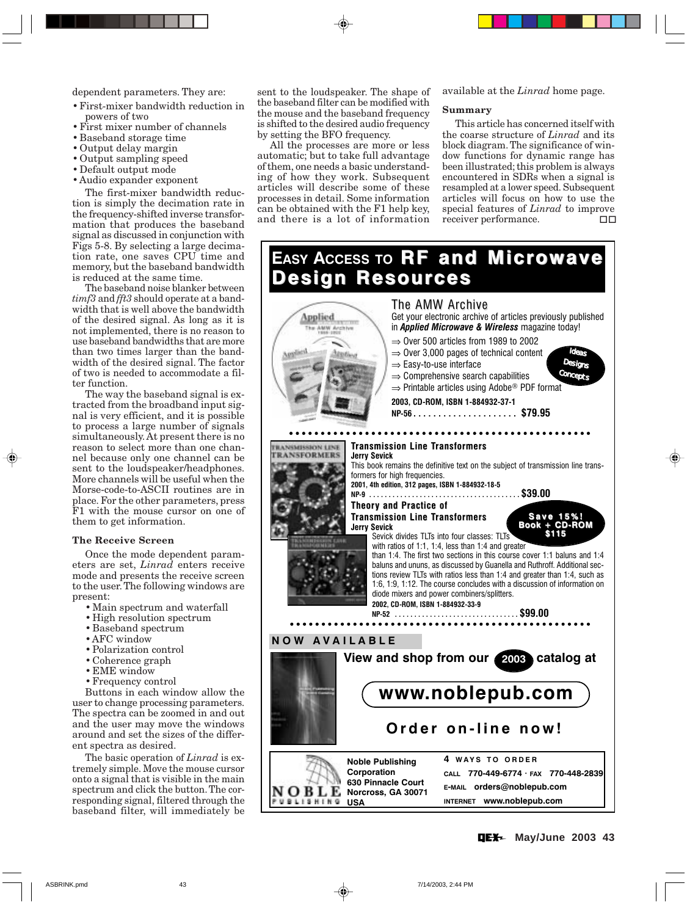dependent parameters. They are:

- First-mixer bandwidth reduction in powers of two
- First mixer number of channels
- Baseband storage time
- Output delay margin
- Output sampling speed
- Default output mode
- Audio expander exponent

The first-mixer bandwidth reduction is simply the decimation rate in the frequency-shifted inverse transformation that produces the baseband signal as discussed in conjunction with Figs 5-8. By selecting a large decimation rate, one saves CPU time and memory, but the baseband bandwidth is reduced at the same time.

The baseband noise blanker between *timf3* and *fft3* should operate at a bandwidth that is well above the bandwidth of the desired signal. As long as it is not implemented, there is no reason to use baseband bandwidths that are more than two times larger than the bandwidth of the desired signal. The factor of two is needed to accommodate a filter function.

The way the baseband signal is extracted from the broadband input signal is very efficient, and it is possible to process a large number of signals simultaneously. At present there is no reason to select more than one channel because only one channel can be sent to the loudspeaker/headphones. More channels will be useful when the Morse-code-to-ASCII routines are in place. For the other parameters, press F1 with the mouse cursor on one of them to get information.

### The Receive Screen

Once the mode dependent parameters are set, *Linrad* enters receive mode and presents the receive screen to the user. The following windows are present:

- Main spectrum and waterfall
- High resolution spectrum
- Baseband spectrum
- AFC window
- Polarization control
- Coherence graph
- EME window
- Frequency control

Buttons in each window allow the user to change processing parameters. The spectra can be zoomed in and out and the user may move the windows around and set the sizes of the different spectra as desired.

The basic operation of *Linrad* is extremely simple. Move the mouse cursor onto a signal that is visible in the main spectrum and click the button. The corresponding signal, filtered through the baseband filter, will immediately be sent to the loudspeaker. The shape of the baseband filter can be modified with the mouse and the baseband frequency is shifted to the desired audio frequency by setting the BFO frequency.

All the processes are more or less automatic; but to take full advantage of them, one needs a basic understanding of how they work. Subsequent articles will describe some of these processes in detail. Some information can be obtained with the F1 help key, and there is a lot of information available at the *Linrad* home page.

### Summary

This article has concerned itself with the coarse structure of *Linrad* and its block diagram. The significance of window functions for dynamic range has been illustrated; this problem is always encountered in SDRs when a signal is resampled at a lower speed. Subsequent articles will focus on how to use the special features of *Linrad* to improve receiver performance. □□

---

## Easy Access to RF and Microwave Design Resources

### The AMW Archive

Get your electronic archive of articles previously published in ***Applied Microwave & Wireless*** magazine today!

- ⇒ Over 500 articles from 1989 to 2002
- ⇒ Over 3,000 pages of technical content
- ⇒ Easy-to-use interface
- ⇒ Comprehensive search capabilities
- ⇒ Printable articles using Adobe® PDF format

Ideas Designs Concepts

**2003, CD-ROM, ISBN 1-884932-37-1**
**NP-56 . . . . . . . . . . . . . . . . . . . . . $79.95**

### Transmission Line Transformers

**Jerry Sevick**

This book remains the definitive text on the subject of transmission line transformers for high frequencies.

**2001, 4th edition, 312 pages, ISBN 1-884932-18-5**
**NP-9 . . . . . . . . . . . . . . . . . . . . . $39.00**

### Theory and Practice of Transmission Line Transformers

**Jerry Sevick**

**Save 15%! Book + CD-ROM $115**

Sevick divides TLTs into four classes: TLTs with ratios of 1:1, 1:4, less than 1:4 and greater than 1:4. The first two sections in this course cover 1:1 baluns and 1:4 baluns and ununs, as discussed by Guanella and Ruthroff. Additional sections review TLTs with ratios less than 1:4 and greater than 1:4, such as 1:6, 1:9, 1:12. The course concludes with a discussion of information on diode mixers and power combiners/splitters.

**2002, CD-ROM, ISBN 1-884932-33-9**
**NP-52 . . . . . . . . . . . . . . . . . . . . . $99.00**

**NOW AVAILABLE**

**View and shop from our 2003 catalog at**

**www.noblepub.com**

**Order on-line now!**

**Noble Publishing Corporation**
**630 Pinnacle Court**
**Norcross, GA 30071**
**USA**

**4 WAYS TO ORDER**

CALL **770-449-6774** · FAX **770-448-2839**
E-MAIL **orders@noblepub.com**
INTERNET **www.noblepub.com**